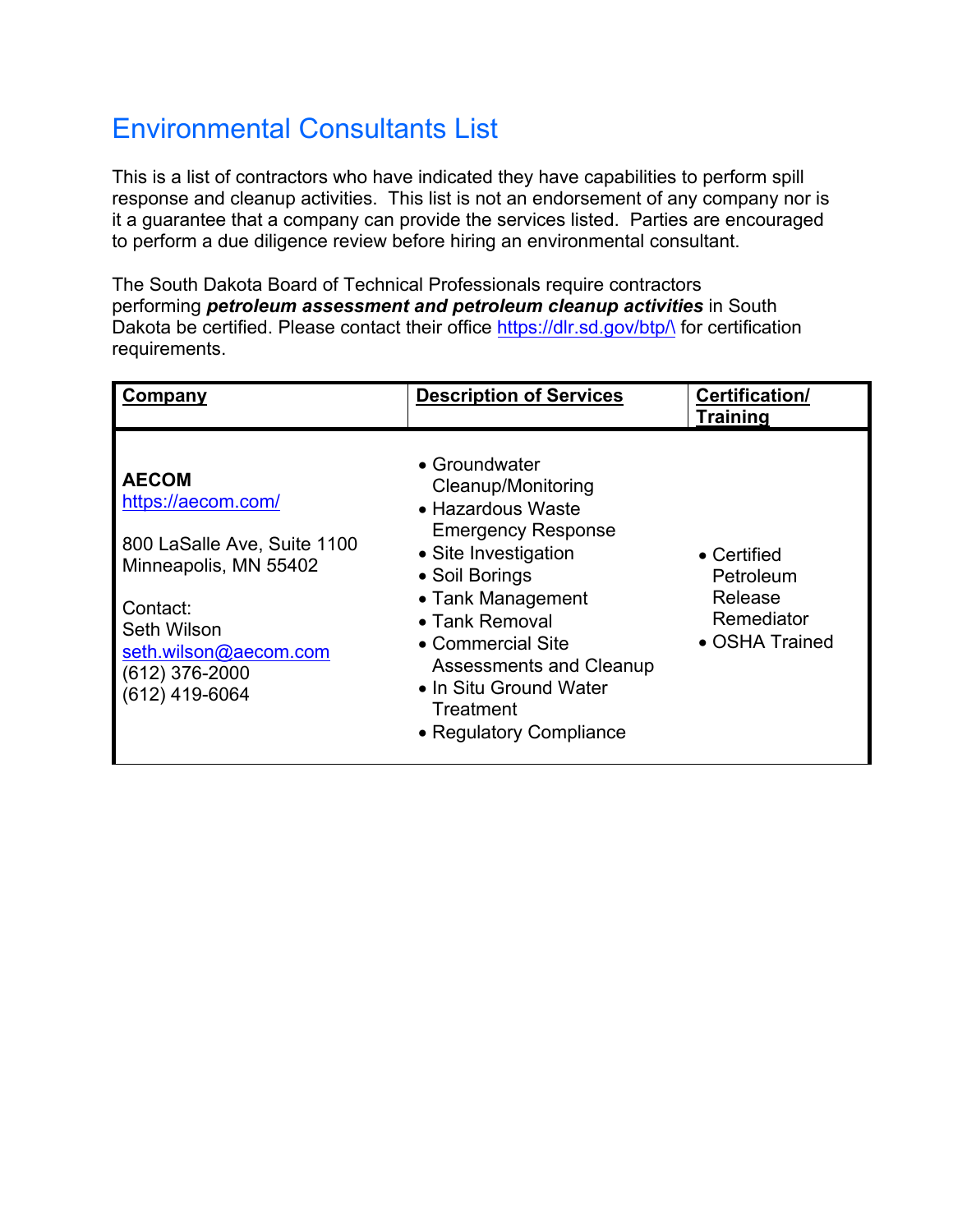# Environmental Consultants List

This is a list of contractors who have indicated they have capabilities to perform spill response and cleanup activities. This list is not an endorsement of any company nor is it a guarantee that a company can provide the services listed. Parties are encouraged to perform a due diligence review before hiring an environmental consultant.

The South Dakota Board of Technical Professionals require contractors performing ***petroleum assessment and petroleum cleanup activities*** in South Dakota be certified. Please contact their office https://dlr.sd.gov/btp/\ for certification requirements.

| Company | Description of Services | Certification/ Training |
|---|---|---|
| **AECOM**<br>https://aecom.com/<br><br>800 LaSalle Ave, Suite 1100<br>Minneapolis, MN 55402<br><br>Contact:<br>Seth Wilson<br>seth.wilson@aecom.com<br>(612) 376-2000<br>(612) 419-6064 | • Groundwater Cleanup/Monitoring<br>• Hazardous Waste Emergency Response<br>• Site Investigation<br>• Soil Borings<br>• Tank Management<br>• Tank Removal<br>• Commercial Site Assessments and Cleanup<br>• In Situ Ground Water Treatment<br>• Regulatory Compliance | • Certified Petroleum Release Remediator<br>• OSHA Trained |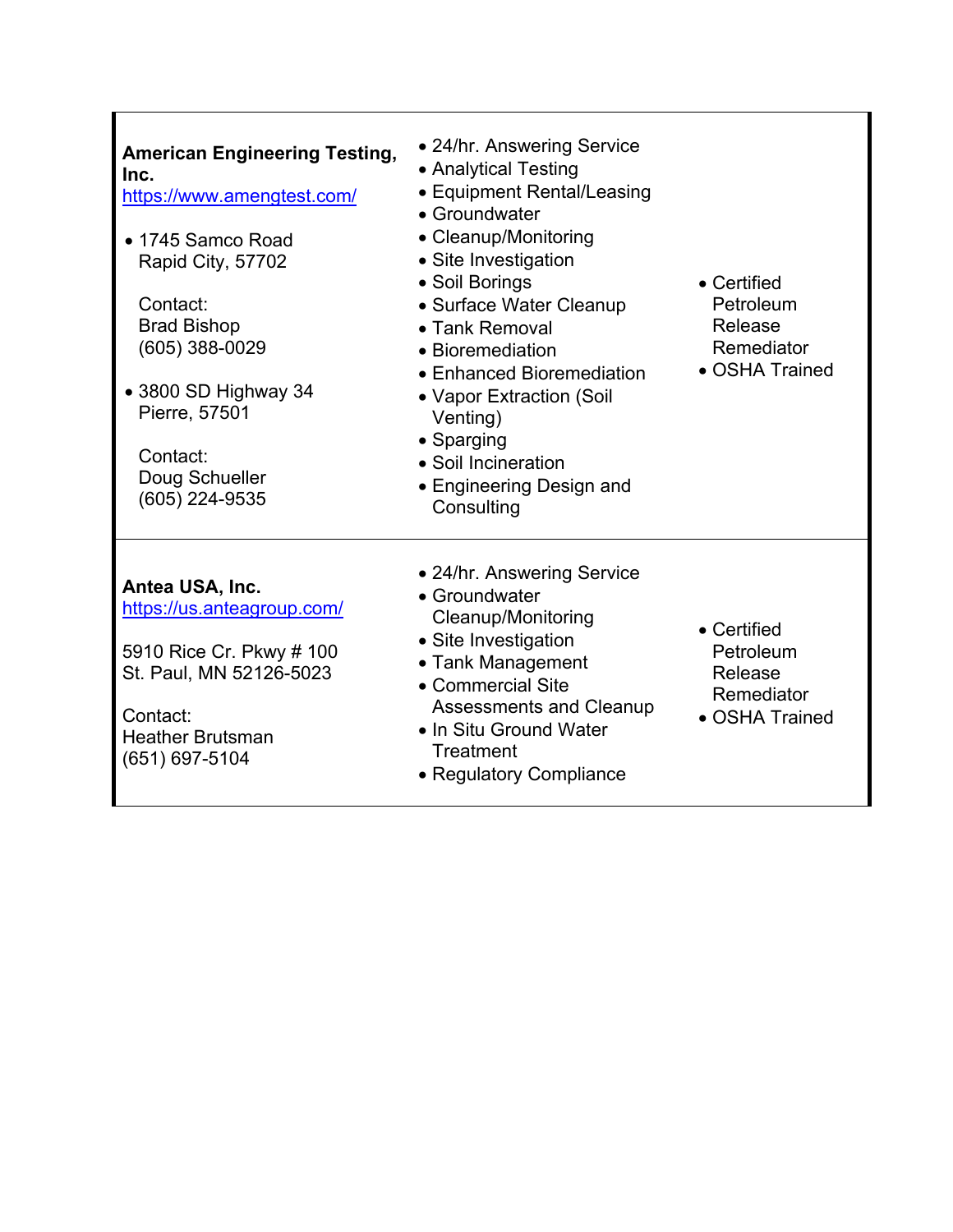| | | |
|---|---|---|
| **American Engineering Testing, Inc.**<br>https://www.amengtest.com/<br><br>• 1745 Samco Road<br>Rapid City, 57702<br><br>Contact:<br>Brad Bishop<br>(605) 388-0029<br><br>• 3800 SD Highway 34<br>Pierre, 57501<br><br>Contact:<br>Doug Schueller<br>(605) 224-9535 | • 24/hr. Answering Service<br>• Analytical Testing<br>• Equipment Rental/Leasing<br>• Groundwater<br>• Cleanup/Monitoring<br>• Site Investigation<br>• Soil Borings<br>• Surface Water Cleanup<br>• Tank Removal<br>• Bioremediation<br>• Enhanced Bioremediation<br>• Vapor Extraction (Soil Venting)<br>• Sparging<br>• Soil Incineration<br>• Engineering Design and Consulting | • Certified Petroleum Release Remediator<br>• OSHA Trained |
| **Antea USA, Inc.**<br>https://us.anteagroup.com/<br><br>5910 Rice Cr. Pkwy # 100<br>St. Paul, MN 52126-5023<br><br>Contact:<br>Heather Brutsman<br>(651) 697-5104 | • 24/hr. Answering Service<br>• Groundwater Cleanup/Monitoring<br>• Site Investigation<br>• Tank Management<br>• Commercial Site Assessments and Cleanup<br>• In Situ Ground Water Treatment<br>• Regulatory Compliance | • Certified Petroleum Release Remediator<br>• OSHA Trained |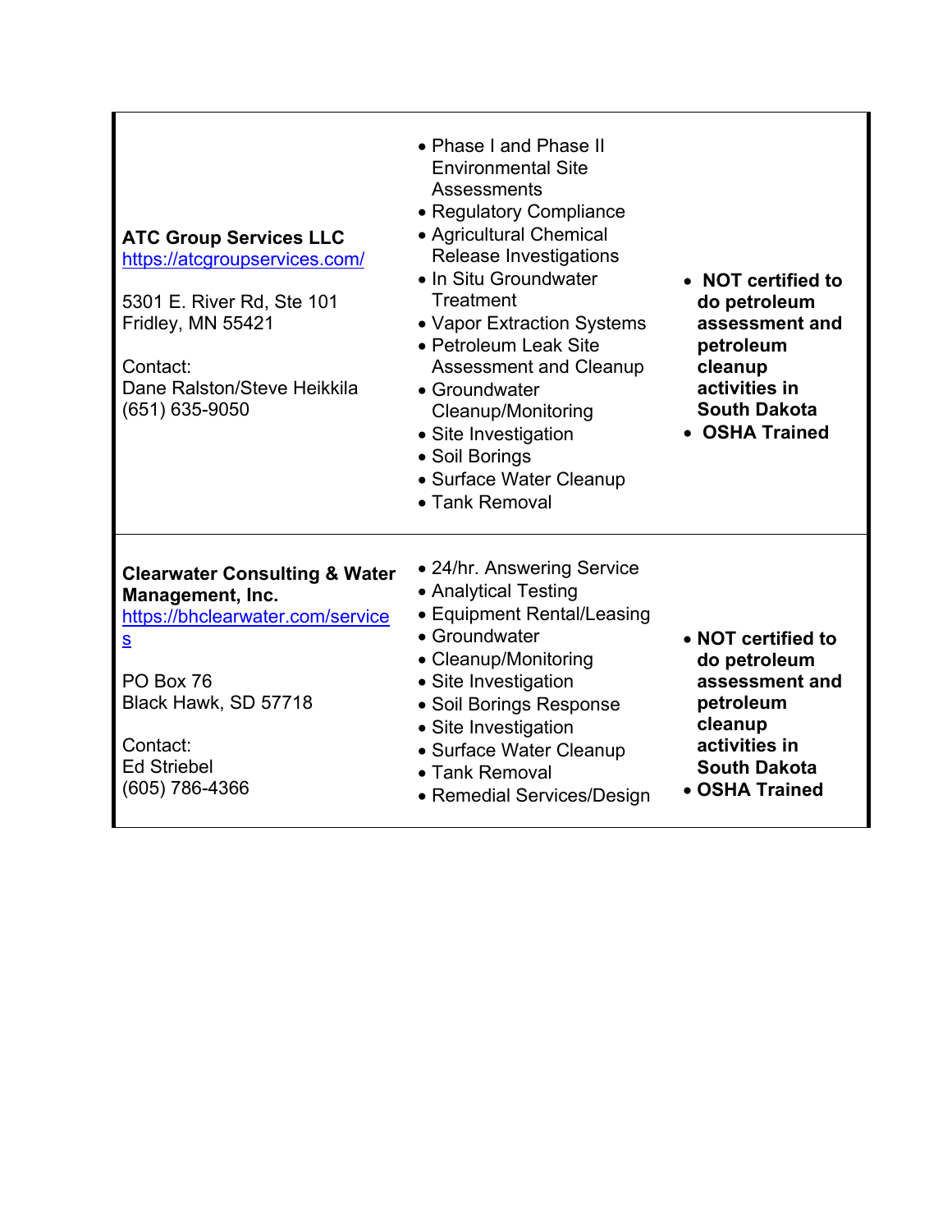| | | |
|---|---|---|
| **ATC Group Services LLC**<br>https://atcgroupservices.com/<br><br>5301 E. River Rd, Ste 101<br>Fridley, MN 55421<br><br>Contact:<br>Dane Ralston/Steve Heikkila<br>(651) 635-9050 | • Phase I and Phase II Environmental Site Assessments<br>• Regulatory Compliance<br>• Agricultural Chemical Release Investigations<br>• In Situ Groundwater Treatment<br>• Vapor Extraction Systems<br>• Petroleum Leak Site Assessment and Cleanup<br>• Groundwater Cleanup/Monitoring<br>• Site Investigation<br>• Soil Borings<br>• Surface Water Cleanup<br>• Tank Removal | • **NOT certified to do petroleum assessment and petroleum cleanup activities in South Dakota**<br>• **OSHA Trained** |
| **Clearwater Consulting & Water Management, Inc.**<br>https://bhclearwater.com/services<br><br>PO Box 76<br>Black Hawk, SD 57718<br><br>Contact:<br>Ed Striebel<br>(605) 786-4366 | • 24/hr. Answering Service<br>• Analytical Testing<br>• Equipment Rental/Leasing<br>• Groundwater<br>• Cleanup/Monitoring<br>• Site Investigation<br>• Soil Borings Response<br>• Site Investigation<br>• Surface Water Cleanup<br>• Tank Removal<br>• Remedial Services/Design | • **NOT certified to do petroleum assessment and petroleum cleanup activities in South Dakota**<br>• **OSHA Trained** |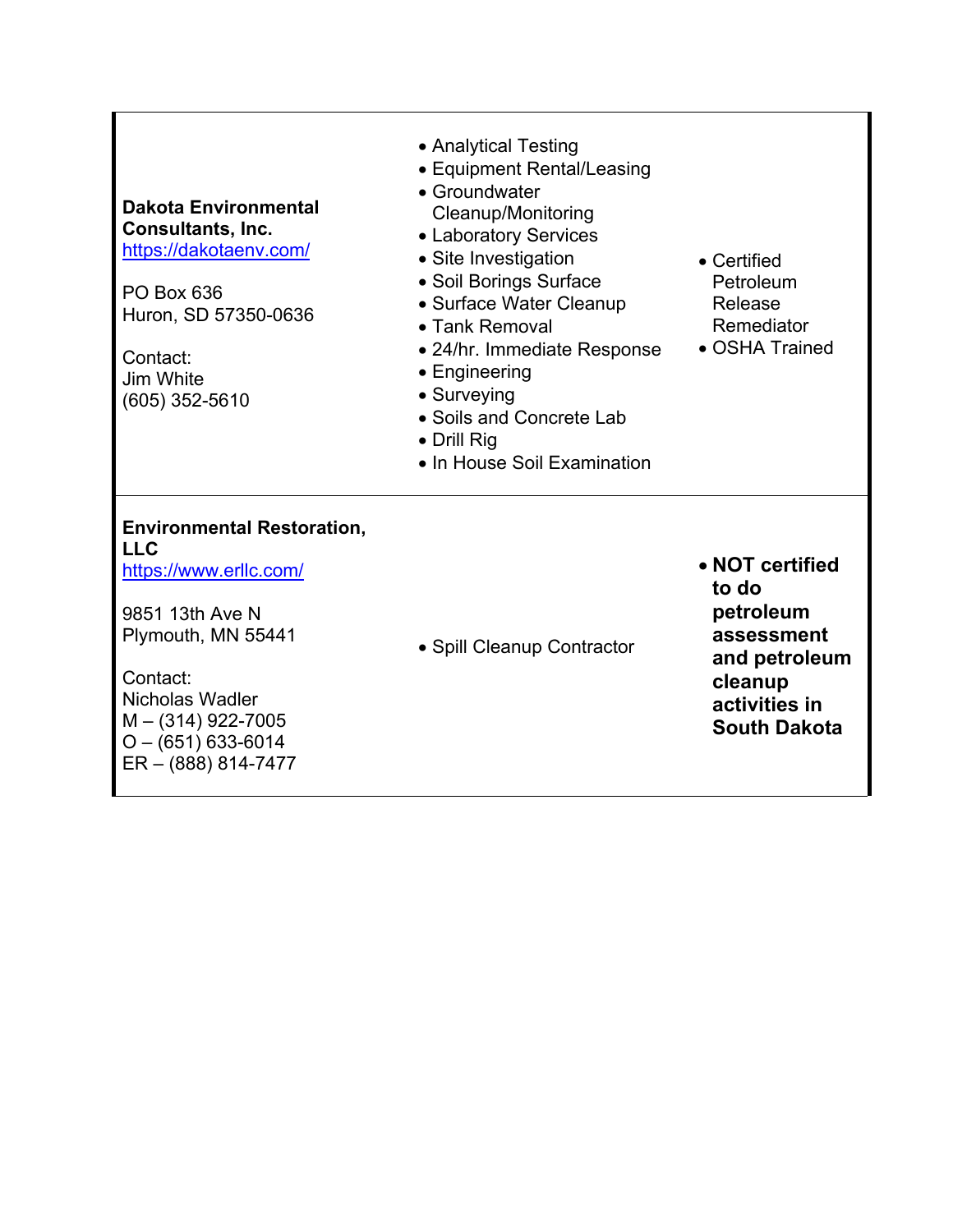| | | |
|---|---|---|
| **Dakota Environmental Consultants, Inc.**<br>https://dakotaenv.com/<br><br>PO Box 636<br>Huron, SD 57350-0636<br><br>Contact:<br>Jim White<br>(605) 352-5610 | • Analytical Testing<br>• Equipment Rental/Leasing<br>• Groundwater Cleanup/Monitoring<br>• Laboratory Services<br>• Site Investigation<br>• Soil Borings Surface<br>• Surface Water Cleanup<br>• Tank Removal<br>• 24/hr. Immediate Response<br>• Engineering<br>• Surveying<br>• Soils and Concrete Lab<br>• Drill Rig<br>• In House Soil Examination | • Certified Petroleum Release Remediator<br>• OSHA Trained |
| **Environmental Restoration, LLC**<br>https://www.erllc.com/<br><br>9851 13th Ave N<br>Plymouth, MN 55441<br><br>Contact:<br>Nicholas Wadler<br>M – (314) 922-7005<br>O – (651) 633-6014<br>ER – (888) 814-7477 | • Spill Cleanup Contractor | • **NOT certified to do petroleum assessment and petroleum cleanup activities in South Dakota** |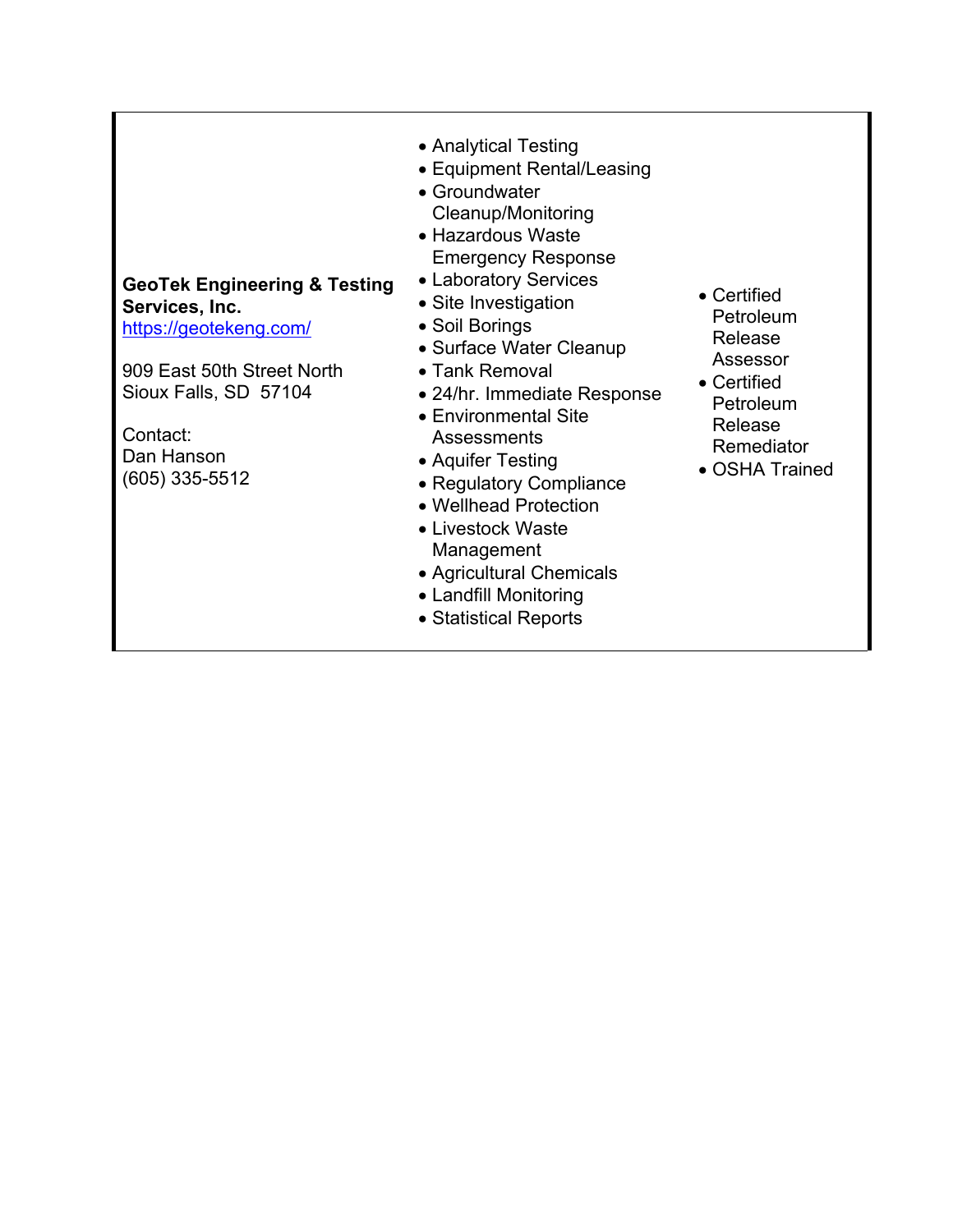**GeoTek Engineering & Testing Services, Inc.**
[https://geotekeng.com/](https://geotekeng.com/)

909 East 50th Street North
Sioux Falls, SD 57104

Contact:
Dan Hanson
(605) 335-5512

- Analytical Testing
- Equipment Rental/Leasing
- Groundwater Cleanup/Monitoring
- Hazardous Waste Emergency Response
- Laboratory Services
- Site Investigation
- Soil Borings
- Surface Water Cleanup
- Tank Removal
- 24/hr. Immediate Response
- Environmental Site Assessments
- Aquifer Testing
- Regulatory Compliance
- Wellhead Protection
- Livestock Waste Management
- Agricultural Chemicals
- Landfill Monitoring
- Statistical Reports

- Certified Petroleum Release Assessor
- Certified Petroleum Release Remediator
- OSHA Trained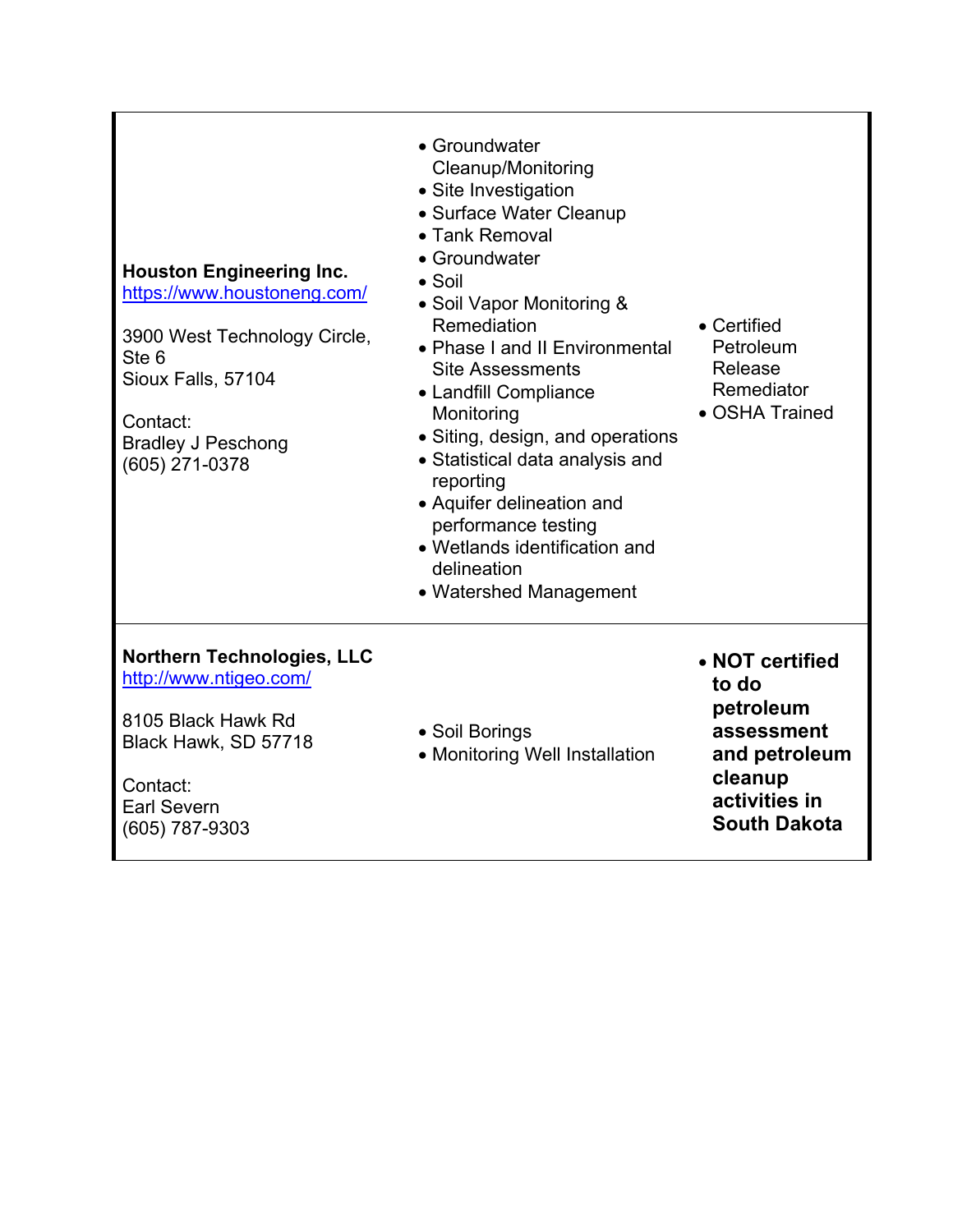| | | |
|---|---|---|
| **Houston Engineering Inc.**<br>https://www.houstoneng.com/<br><br>3900 West Technology Circle, Ste 6<br>Sioux Falls, 57104<br><br>Contact:<br>Bradley J Peschong<br>(605) 271-0378 | • Groundwater Cleanup/Monitoring<br>• Site Investigation<br>• Surface Water Cleanup<br>• Tank Removal<br>• Groundwater<br>• Soil<br>• Soil Vapor Monitoring & Remediation<br>• Phase I and II Environmental Site Assessments<br>• Landfill Compliance Monitoring<br>• Siting, design, and operations<br>• Statistical data analysis and reporting<br>• Aquifer delineation and performance testing<br>• Wetlands identification and delineation<br>• Watershed Management | • Certified Petroleum Release Remediator<br>• OSHA Trained |
| **Northern Technologies, LLC**<br>http://www.ntigeo.com/<br><br>8105 Black Hawk Rd<br>Black Hawk, SD 57718<br><br>Contact:<br>Earl Severn<br>(605) 787-9303 | • Soil Borings<br>• Monitoring Well Installation | • **NOT certified to do petroleum assessment and petroleum cleanup activities in South Dakota** |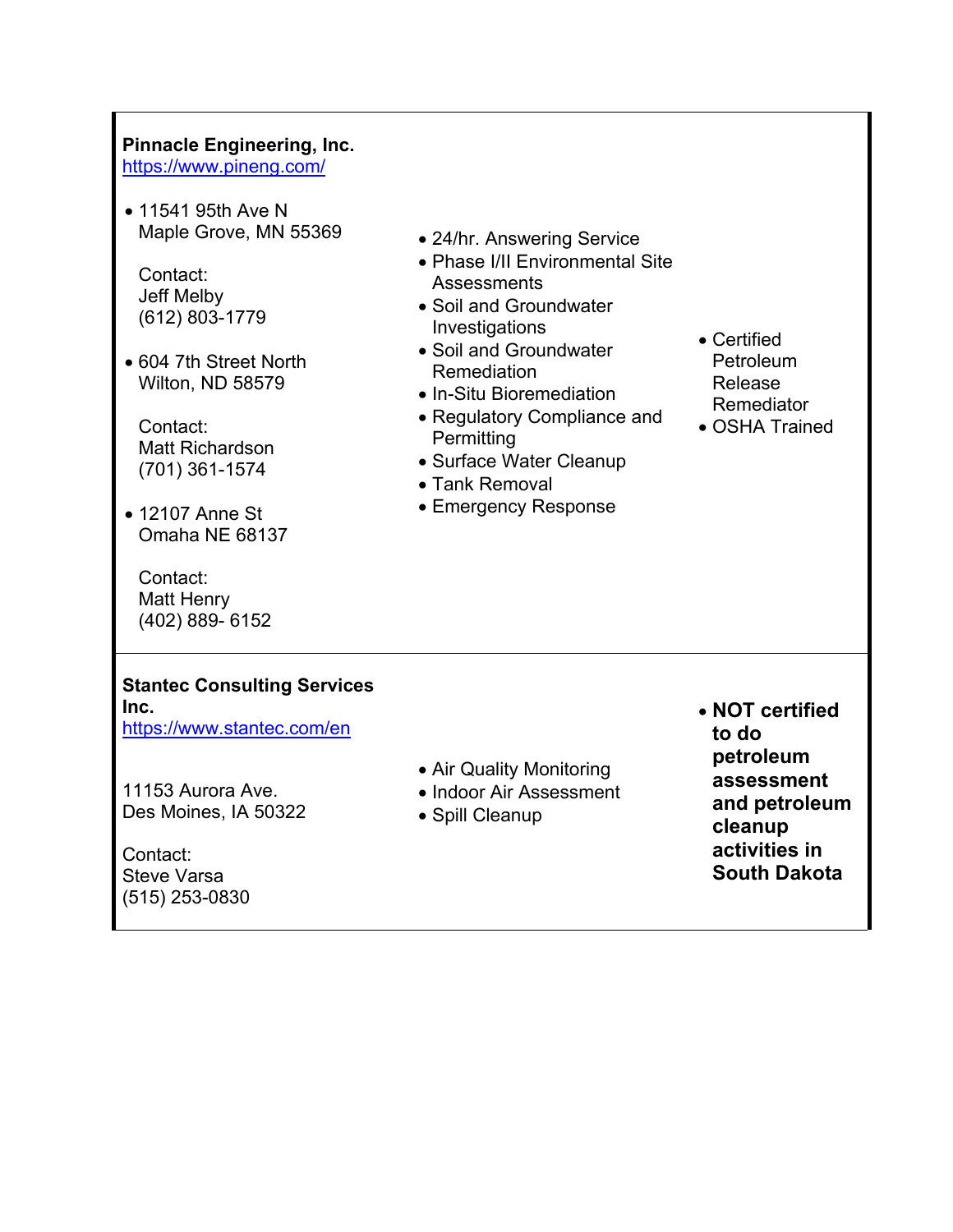| Company / Contact | Services | Certifications |
| --- | --- | --- |
| **Pinnacle Engineering, Inc.**<br>https://www.pineng.com/<br><br>• 11541 95th Ave N<br>Maple Grove, MN 55369<br><br>Contact:<br>Jeff Melby<br>(612) 803-1779<br><br>• 604 7th Street North<br>Wilton, ND 58579<br><br>Contact:<br>Matt Richardson<br>(701) 361-1574<br><br>• 12107 Anne St<br>Omaha NE 68137<br><br>Contact:<br>Matt Henry<br>(402) 889- 6152 | • 24/hr. Answering Service<br>• Phase I/II Environmental Site Assessments<br>• Soil and Groundwater Investigations<br>• Soil and Groundwater Remediation<br>• In-Situ Bioremediation<br>• Regulatory Compliance and Permitting<br>• Surface Water Cleanup<br>• Tank Removal<br>• Emergency Response | • Certified Petroleum Release Remediator<br>• OSHA Trained |
| **Stantec Consulting Services Inc.**<br>https://www.stantec.com/en<br><br>11153 Aurora Ave.<br>Des Moines, IA 50322<br><br>Contact:<br>Steve Varsa<br>(515) 253-0830 | • Air Quality Monitoring<br>• Indoor Air Assessment<br>• Spill Cleanup | • **NOT certified to do petroleum assessment and petroleum cleanup activities in South Dakota** |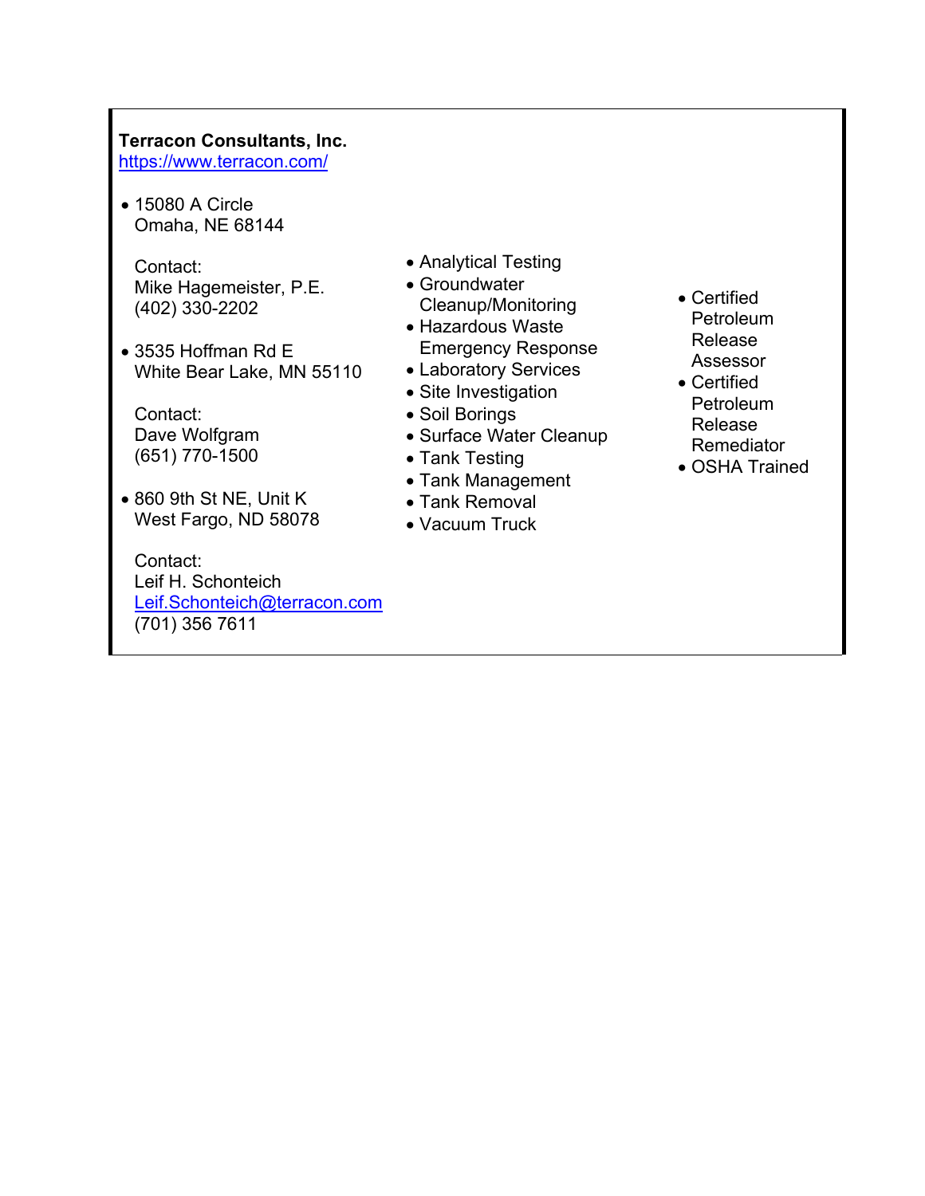**Terracon Consultants, Inc.**
https://www.terracon.com/

- 15080 A Circle
  Omaha, NE 68144

  Contact:
  Mike Hagemeister, P.E.
  (402) 330-2202

- 3535 Hoffman Rd E
  White Bear Lake, MN 55110

  Contact:
  Dave Wolfgram
  (651) 770-1500

- 860 9th St NE, Unit K
  West Fargo, ND 58078

  Contact:
  Leif H. Schonteich
  Leif.Schonteich@terracon.com
  (701) 356 7611

- Analytical Testing
- Groundwater Cleanup/Monitoring
- Hazardous Waste Emergency Response
- Laboratory Services
- Site Investigation
- Soil Borings
- Surface Water Cleanup
- Tank Testing
- Tank Management
- Tank Removal
- Vacuum Truck

- Certified Petroleum Release Assessor
- Certified Petroleum Release Remediator
- OSHA Trained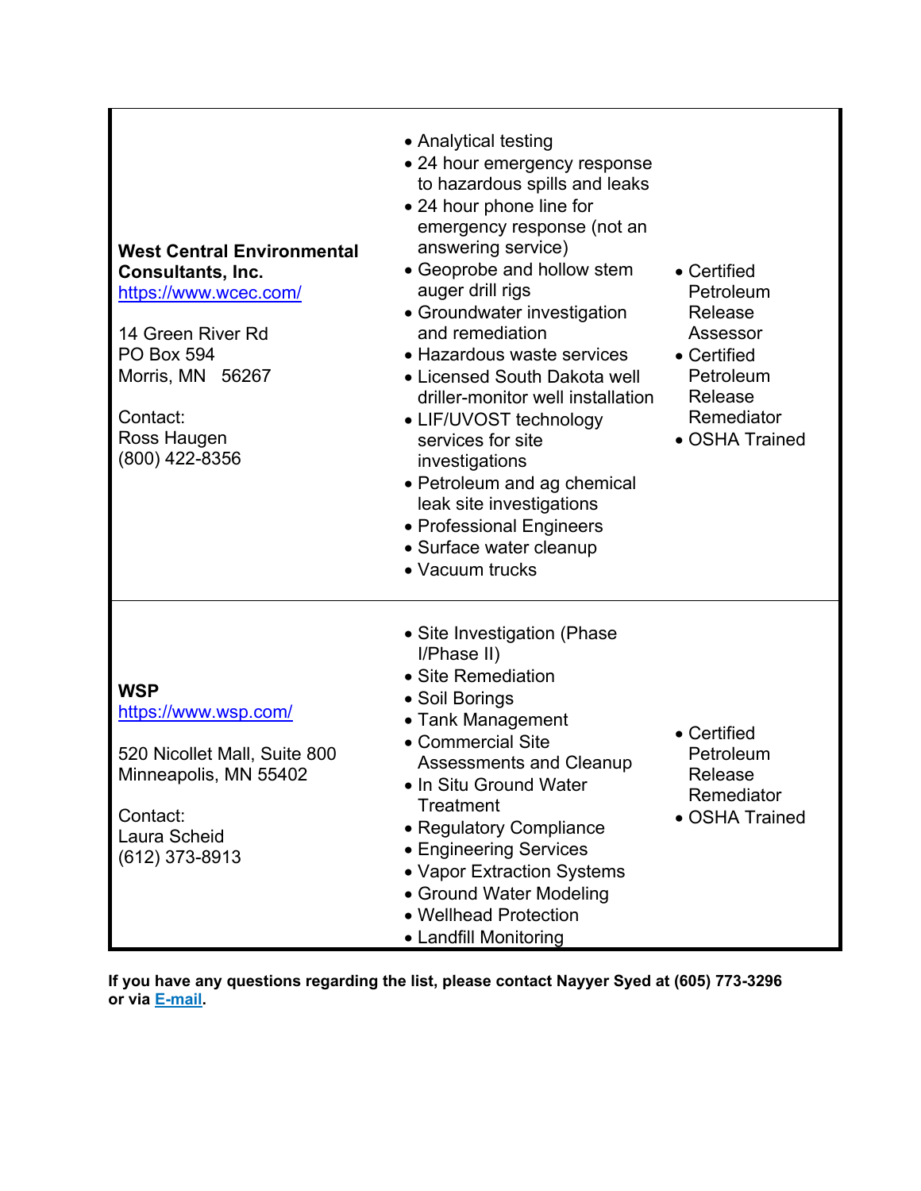| | | |
|---|---|---|
| **West Central Environmental Consultants, Inc.**<br>https://www.wcec.com/<br><br>14 Green River Rd<br>PO Box 594<br>Morris, MN 56267<br><br>Contact:<br>Ross Haugen<br>(800) 422-8356 | • Analytical testing<br>• 24 hour emergency response to hazardous spills and leaks<br>• 24 hour phone line for emergency response (not an answering service)<br>• Geoprobe and hollow stem auger drill rigs<br>• Groundwater investigation and remediation<br>• Hazardous waste services<br>• Licensed South Dakota well driller-monitor well installation<br>• LIF/UVOST technology services for site investigations<br>• Petroleum and ag chemical leak site investigations<br>• Professional Engineers<br>• Surface water cleanup<br>• Vacuum trucks | • Certified Petroleum Release Assessor<br>• Certified Petroleum Release Remediator<br>• OSHA Trained |
| **WSP**<br>https://www.wsp.com/<br><br>520 Nicollet Mall, Suite 800<br>Minneapolis, MN 55402<br><br>Contact:<br>Laura Scheid<br>(612) 373-8913 | • Site Investigation (Phase I/Phase II)<br>• Site Remediation<br>• Soil Borings<br>• Tank Management<br>• Commercial Site Assessments and Cleanup<br>• In Situ Ground Water Treatment<br>• Regulatory Compliance<br>• Engineering Services<br>• Vapor Extraction Systems<br>• Ground Water Modeling<br>• Wellhead Protection<br>• Landfill Monitoring | • Certified Petroleum Release Remediator<br>• OSHA Trained |

**If you have any questions regarding the list, please contact Nayyer Syed at (605) 773-3296 or via E-mail.**